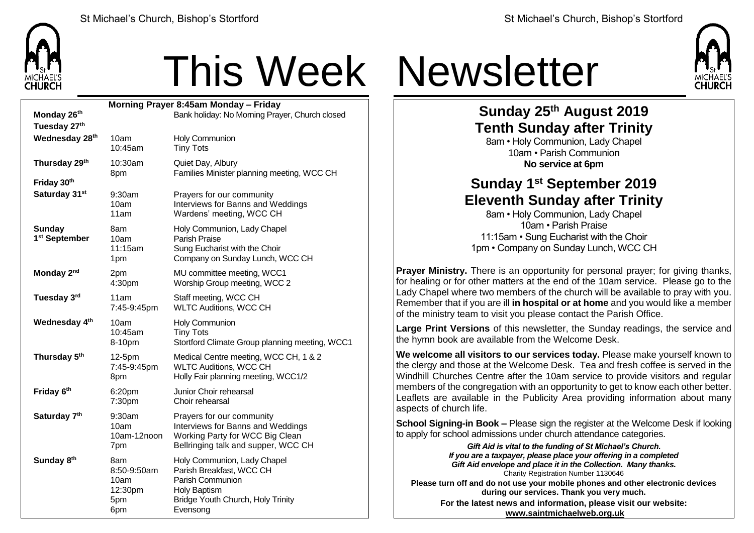# This Week Newsletter

**Morning Prayer 8:45am Monday – Friday**

| Day | Time | Event |
|---|---|---|
| **Monday 26th** | | Bank holiday: No Morning Prayer, Church closed |
| **Tuesday 27th** | | |
| **Wednesday 28th** | 10am | Holy Communion |
| | 10:45am | Tiny Tots |
| **Thursday 29th** | 10:30am | Quiet Day, Albury |
| | 8pm | Families Minister planning meeting, WCC CH |
| **Friday 30th** | | |
| **Saturday 31st** | 9:30am | Prayers for our community |
| | 10am | Interviews for Banns and Weddings |
| | 11am | Wardens' meeting, WCC CH |
| **Sunday 1st September** | 8am | Holy Communion, Lady Chapel |
| | 10am | Parish Praise |
| | 11:15am | Sung Eucharist with the Choir |
| | 1pm | Company on Sunday Lunch, WCC CH |
| **Monday 2nd** | 2pm | MU committee meeting, WCC1 |
| | 4:30pm | Worship Group meeting, WCC 2 |
| **Tuesday 3rd** | 11am | Staff meeting, WCC CH |
| | 7:45-9:45pm | WLTC Auditions, WCC CH |
| **Wednesday 4th** | 10am | Holy Communion |
| | 10:45am | Tiny Tots |
| | 8-10pm | Stortford Climate Group planning meeting, WCC1 |
| **Thursday 5th** | 12-5pm | Medical Centre meeting, WCC CH, 1 & 2 |
| | 7:45-9:45pm | WLTC Auditions, WCC CH |
| | 8pm | Holly Fair planning meeting, WCC1/2 |
| **Friday 6th** | 6:20pm | Junior Choir rehearsal |
| | 7:30pm | Choir rehearsal |
| **Saturday 7th** | 9:30am | Prayers for our community |
| | 10am | Interviews for Banns and Weddings |
| | 10am-12noon | Working Party for WCC Big Clean |
| | 7pm | Bellringing talk and supper, WCC CH |
| **Sunday 8th** | 8am | Holy Communion, Lady Chapel |
| | 8:50-9:50am | Parish Breakfast, WCC CH |
| | 10am | Parish Communion |
| | 12:30pm | Holy Baptism |
| | 5pm | Bridge Youth Church, Holy Trinity |
| | 6pm | Evensong |

## Sunday 25th August 2019
## Tenth Sunday after Trinity

8am • Holy Communion, Lady Chapel
10am • Parish Communion
**No service at 6pm**

## Sunday 1st September 2019
## Eleventh Sunday after Trinity

8am • Holy Communion, Lady Chapel
10am • Parish Praise
11:15am • Sung Eucharist with the Choir
1pm • Company on Sunday Lunch, WCC CH

**Prayer Ministry.** There is an opportunity for personal prayer; for giving thanks, for healing or for other matters at the end of the 10am service. Please go to the Lady Chapel where two members of the church will be available to pray with you. Remember that if you are ill **in hospital or at home** and you would like a member of the ministry team to visit you please contact the Parish Office.

**Large Print Versions** of this newsletter, the Sunday readings, the service and the hymn book are available from the Welcome Desk.

**We welcome all visitors to our services today.** Please make yourself known to the clergy and those at the Welcome Desk. Tea and fresh coffee is served in the Windhill Churches Centre after the 10am service to provide visitors and regular members of the congregation with an opportunity to get to know each other better. Leaflets are available in the Publicity Area providing information about many aspects of church life.

**School Signing-in Book –** Please sign the register at the Welcome Desk if looking to apply for school admissions under church attendance categories.

***Gift Aid is vital to the funding of St Michael's Church.***
***If you are a taxpayer, please place your offering in a completed Gift Aid envelope and place it in the Collection. Many thanks.***
Charity Registration Number 1130646

**Please turn off and do not use your mobile phones and other electronic devices during our services. Thank you very much.**

**For the latest news and information, please visit our website:**
**www.saintmichaelweb.org.uk**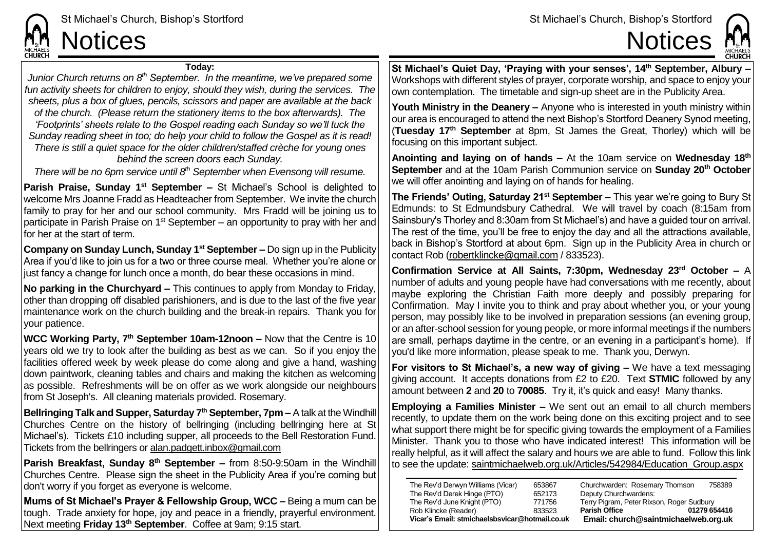# Notices

**Today:**

*Junior Church returns on 8th September. In the meantime, we've prepared some fun activity sheets for children to enjoy, should they wish, during the services. The sheets, plus a box of glues, pencils, scissors and paper are available at the back of the church. (Please return the stationery items to the box afterwards). The 'Footprints' sheets relate to the Gospel reading each Sunday so we'll tuck the Sunday reading sheet in too; do help your child to follow the Gospel as it is read! There is still a quiet space for the older children/staffed crèche for young ones behind the screen doors each Sunday.*

*There will be no 6pm service until 8th September when Evensong will resume.*

**Parish Praise, Sunday 1st September –** St Michael's School is delighted to welcome Mrs Joanne Fradd as Headteacher from September. We invite the church family to pray for her and our school community. Mrs Fradd will be joining us to participate in Parish Praise on 1st September – an opportunity to pray with her and for her at the start of term.

**Company on Sunday Lunch, Sunday 1st September –** Do sign up in the Publicity Area if you'd like to join us for a two or three course meal. Whether you're alone or just fancy a change for lunch once a month, do bear these occasions in mind.

**No parking in the Churchyard –** This continues to apply from Monday to Friday, other than dropping off disabled parishioners, and is due to the last of the five year maintenance work on the church building and the break-in repairs. Thank you for your patience.

**WCC Working Party, 7th September 10am-12noon –** Now that the Centre is 10 years old we try to look after the building as best as we can. So if you enjoy the facilities offered week by week please do come along and give a hand, washing down paintwork, cleaning tables and chairs and making the kitchen as welcoming as possible. Refreshments will be on offer as we work alongside our neighbours from St Joseph's. All cleaning materials provided. Rosemary.

**Bellringing Talk and Supper, Saturday 7th September, 7pm –** A talk at the Windhill Churches Centre on the history of bellringing (including bellringing here at St Michael's). Tickets £10 including supper, all proceeds to the Bell Restoration Fund. Tickets from the bellringers or alan.padgett.inbox@gmail.com

**Parish Breakfast, Sunday 8th September –** from 8:50-9:50am in the Windhill Churches Centre. Please sign the sheet in the Publicity Area if you're coming but don't worry if you forget as everyone is welcome.

**Mums of St Michael's Prayer & Fellowship Group, WCC –** Being a mum can be tough. Trade anxiety for hope, joy and peace in a friendly, prayerful environment. Next meeting **Friday 13th September**. Coffee at 9am; 9:15 start.

**St Michael's Quiet Day, 'Praying with your senses', 14th September, Albury –** Workshops with different styles of prayer, corporate worship, and space to enjoy your own contemplation. The timetable and sign-up sheet are in the Publicity Area.

**Youth Ministry in the Deanery –** Anyone who is interested in youth ministry within our area is encouraged to attend the next Bishop's Stortford Deanery Synod meeting, (**Tuesday 17th September** at 8pm, St James the Great, Thorley) which will be focusing on this important subject.

**Anointing and laying on of hands –** At the 10am service on **Wednesday 18th September** and at the 10am Parish Communion service on **Sunday 20th October** we will offer anointing and laying on of hands for healing.

**The Friends' Outing, Saturday 21st September –** This year we're going to Bury St Edmunds: to St Edmundsbury Cathedral. We will travel by coach (8:15am from Sainsbury's Thorley and 8:30am from St Michael's) and have a guided tour on arrival. The rest of the time, you'll be free to enjoy the day and all the attractions available, back in Bishop's Stortford at about 6pm. Sign up in the Publicity Area in church or contact Rob (robertklincke@gmail.com / 833523).

**Confirmation Service at All Saints, 7:30pm, Wednesday 23rd October –** A number of adults and young people have had conversations with me recently, about maybe exploring the Christian Faith more deeply and possibly preparing for Confirmation. May I invite you to think and pray about whether you, or your young person, may possibly like to be involved in preparation sessions (an evening group, or an after-school session for young people, or more informal meetings if the numbers are small, perhaps daytime in the centre, or an evening in a participant's home). If you'd like more information, please speak to me. Thank you, Derwyn.

**For visitors to St Michael's, a new way of giving –** We have a text messaging giving account. It accepts donations from £2 to £20. Text **STMIC** followed by any amount between **2** and **20** to **70085**. Try it, it's quick and easy! Many thanks.

**Employing a Families Minister –** We sent out an email to all church members recently, to update them on the work being done on this exciting project and to see what support there might be for specific giving towards the employment of a Families Minister. Thank you to those who have indicated interest! This information will be really helpful, as it will affect the salary and hours we are able to fund. Follow this link to see the update: saintmichaelweb.org.uk/Articles/542984/Education_Group.aspx

| | | | |
|---|---|---|---|
| The Rev'd Derwyn Williams (Vicar) | 653867 | Churchwarden: Rosemary Thomson | 758389 |
| The Rev'd Derek Hinge (PTO) | 652173 | Deputy Churchwardens: | |
| The Rev'd June Knight (PTO) | 771756 | Terry Pigram, Peter Rixson, Roger Sudbury | |
| Rob Klincke (Reader) | 833523 | **Parish Office** | **01279 654416** |
| **Vicar's Email: stmichaelsbsvicar@hotmail.co.uk** | | **Email: church@saintmichaelweb.org.uk** | |